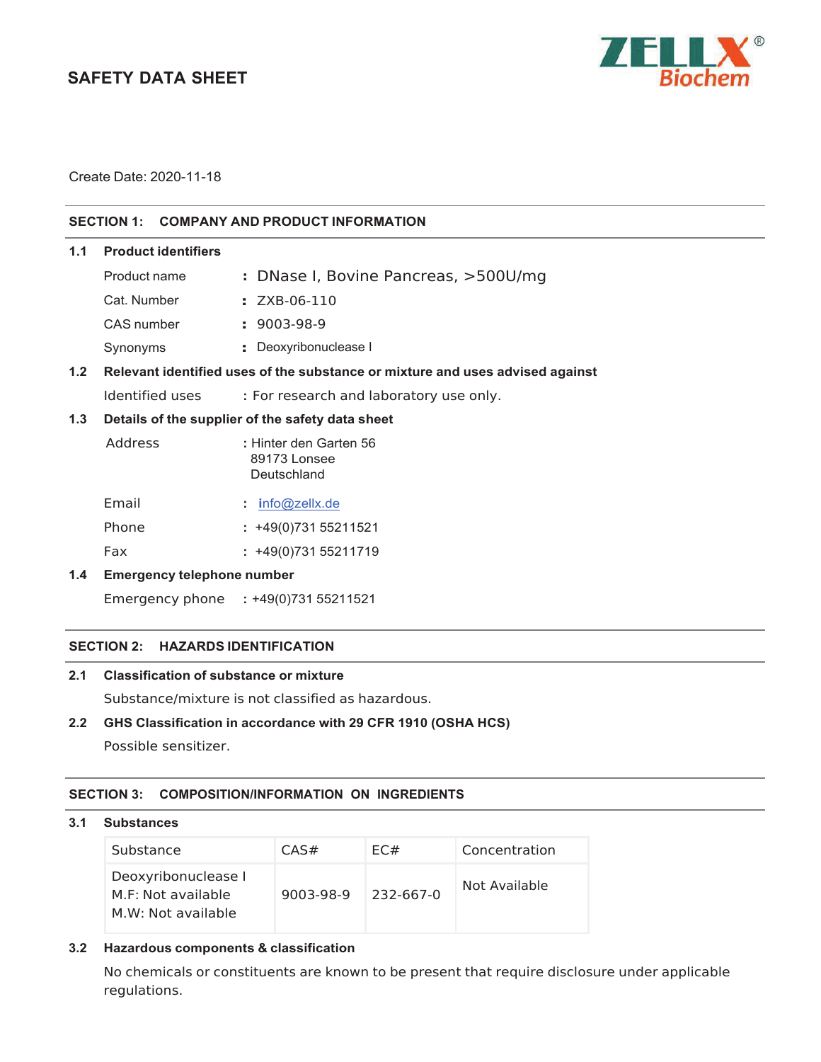# SAFETY DATA SHEET

ZELLX® Biochem

Create Date: 2020-11-18

## SECTION 1: COMPANY AND PRODUCT INFORMATION

### 1.1 Product identifiers

Product name : DNase I, Bovine Pancreas, >500U/mg

Cat. Number : ZXB-06-110

CAS number : 9003-98-9

Synonyms : Deoxyribonuclease I

### 1.2 Relevant identified uses of the substance or mixture and uses advised against

Identified uses : For research and laboratory use only.

### 1.3 Details of the supplier of the safety data sheet

Address : Hinter den Garten 56
89173 Lonsee
Deutschland

Email : info@zellx.de

Phone : +49(0)731 55211521

Fax : +49(0)731 55211719

### 1.4 Emergency telephone number

Emergency phone : +49(0)731 55211521

## SECTION 2: HAZARDS IDENTIFICATION

### 2.1 Classification of substance or mixture

Substance/mixture is not classified as hazardous.

### 2.2 GHS Classification in accordance with 29 CFR 1910 (OSHA HCS)

Possible sensitizer.

## SECTION 3: COMPOSITION/INFORMATION ON INGREDIENTS

### 3.1 Substances

| Substance | CAS# | EC# | Concentration |
|---|---|---|---|
| Deoxyribonuclease I<br>M.F: Not available<br>M.W: Not available | 9003-98-9 | 232-667-0 | Not Available |

### 3.2 Hazardous components & classification

No chemicals or constituents are known to be present that require disclosure under applicable regulations.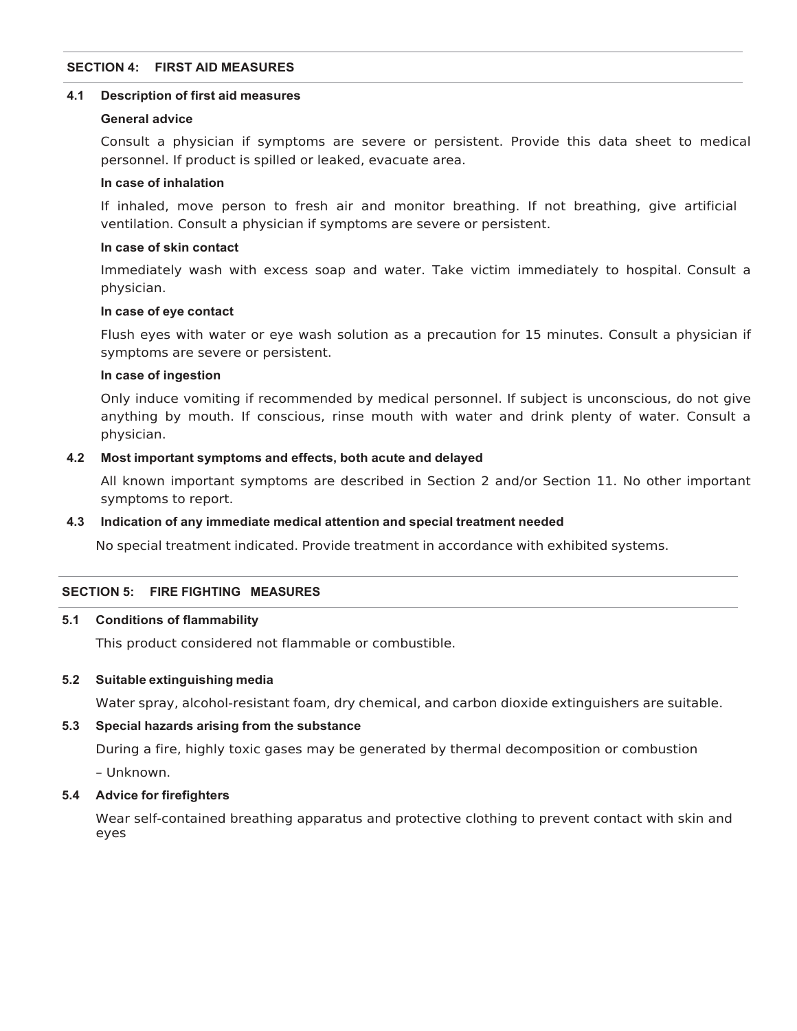## SECTION 4: FIRST AID MEASURES

### 4.1 Description of first aid measures

**General advice**

Consult a physician if symptoms are severe or persistent. Provide this data sheet to medical personnel. If product is spilled or leaked, evacuate area.

**In case of inhalation**

If inhaled, move person to fresh air and monitor breathing. If not breathing, give artificial ventilation. Consult a physician if symptoms are severe or persistent.

**In case of skin contact**

Immediately wash with excess soap and water. Take victim immediately to hospital. Consult a physician.

**In case of eye contact**

Flush eyes with water or eye wash solution as a precaution for 15 minutes. Consult a physician if symptoms are severe or persistent.

**In case of ingestion**

Only induce vomiting if recommended by medical personnel. If subject is unconscious, do not give anything by mouth. If conscious, rinse mouth with water and drink plenty of water. Consult a physician.

### 4.2 Most important symptoms and effects, both acute and delayed

All known important symptoms are described in Section 2 and/or Section 11. No other important symptoms to report.

### 4.3 Indication of any immediate medical attention and special treatment needed

No special treatment indicated. Provide treatment in accordance with exhibited systems.

## SECTION 5: FIRE FIGHTING MEASURES

### 5.1 Conditions of flammability

This product considered not flammable or combustible.

### 5.2 Suitable extinguishing media

Water spray, alcohol-resistant foam, dry chemical, and carbon dioxide extinguishers are suitable.

### 5.3 Special hazards arising from the substance

During a fire, highly toxic gases may be generated by thermal decomposition or combustion

– Unknown.

### 5.4 Advice for firefighters

Wear self-contained breathing apparatus and protective clothing to prevent contact with skin and eyes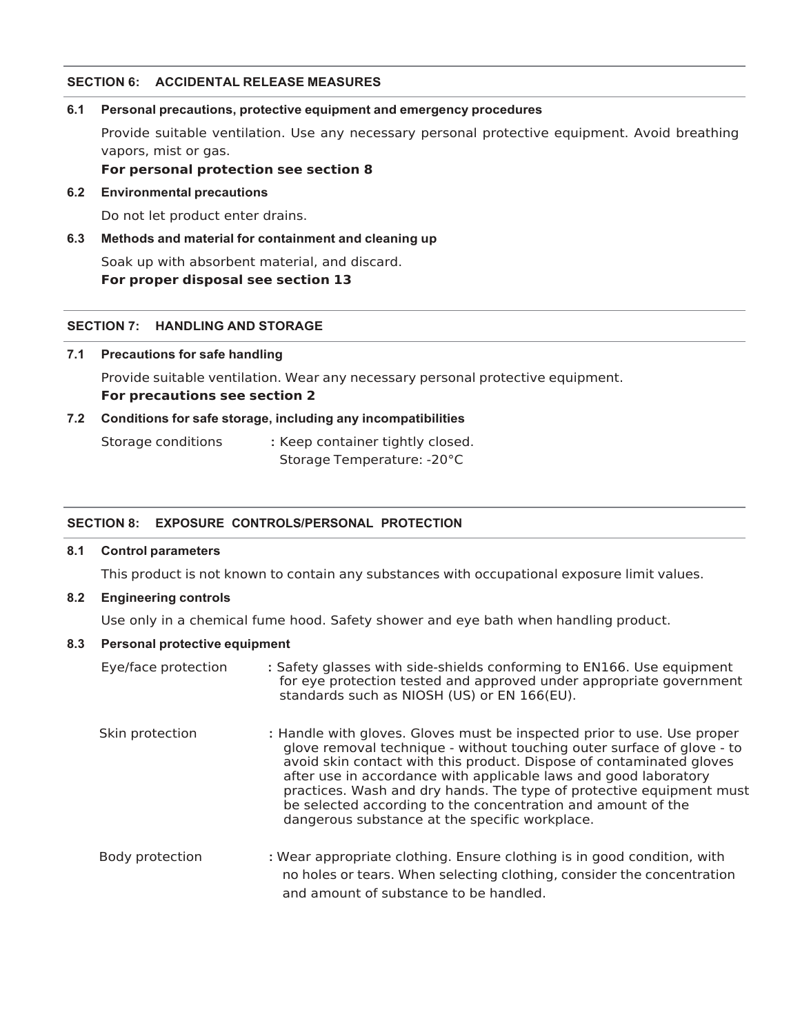## SECTION 6: ACCIDENTAL RELEASE MEASURES

### 6.1 Personal precautions, protective equipment and emergency procedures

Provide suitable ventilation. Use any necessary personal protective equipment. Avoid breathing vapors, mist or gas.

**For personal protection see section 8**

### 6.2 Environmental precautions

Do not let product enter drains.

### 6.3 Methods and material for containment and cleaning up

Soak up with absorbent material, and discard.

**For proper disposal see section 13**

## SECTION 7: HANDLING AND STORAGE

### 7.1 Precautions for safe handling

Provide suitable ventilation. Wear any necessary personal protective equipment.

**For precautions see section 2**

### 7.2 Conditions for safe storage, including any incompatibilities

Storage conditions : Keep container tightly closed.
Storage Temperature: -20°C

## SECTION 8: EXPOSURE CONTROLS/PERSONAL PROTECTION

### 8.1 Control parameters

This product is not known to contain any substances with occupational exposure limit values.

### 8.2 Engineering controls

Use only in a chemical fume hood. Safety shower and eye bath when handling product.

### 8.3 Personal protective equipment

Eye/face protection : Safety glasses with side-shields conforming to EN166. Use equipment for eye protection tested and approved under appropriate government standards such as NIOSH (US) or EN 166(EU).

Skin protection : Handle with gloves. Gloves must be inspected prior to use. Use proper glove removal technique - without touching outer surface of glove - to avoid skin contact with this product. Dispose of contaminated gloves after use in accordance with applicable laws and good laboratory practices. Wash and dry hands. The type of protective equipment must be selected according to the concentration and amount of the dangerous substance at the specific workplace.

Body protection : Wear appropriate clothing. Ensure clothing is in good condition, with no holes or tears. When selecting clothing, consider the concentration and amount of substance to be handled.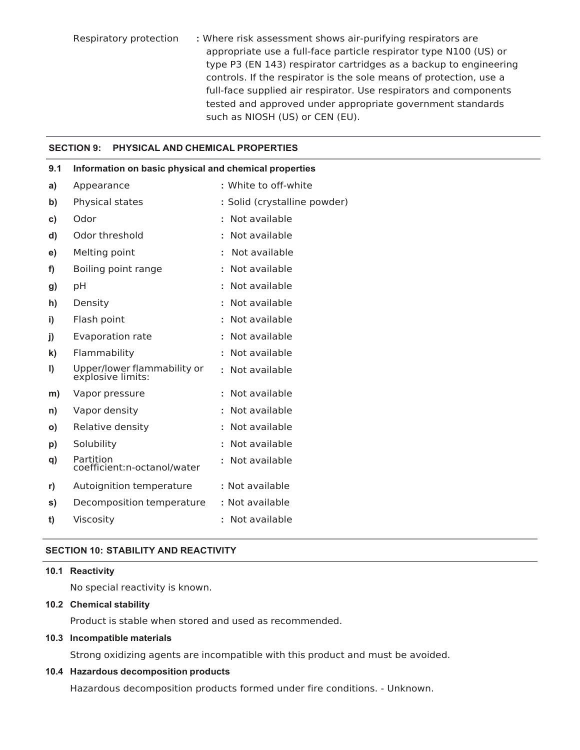Respiratory protection : Where risk assessment shows air-purifying respirators are appropriate use a full-face particle respirator type N100 (US) or type P3 (EN 143) respirator cartridges as a backup to engineering controls. If the respirator is the sole means of protection, use a full-face supplied air respirator. Use respirators and components tested and approved under appropriate government standards such as NIOSH (US) or CEN (EU).

## SECTION 9: PHYSICAL AND CHEMICAL PROPERTIES

### 9.1 Information on basic physical and chemical properties

| | Property | Value |
|---|---|---|
| a) | Appearance | : White to off-white |
| b) | Physical states | : Solid (crystalline powder) |
| c) | Odor | : Not available |
| d) | Odor threshold | : Not available |
| e) | Melting point | : Not available |
| f) | Boiling point range | : Not available |
| g) | pH | : Not available |
| h) | Density | : Not available |
| i) | Flash point | : Not available |
| j) | Evaporation rate | : Not available |
| k) | Flammability | : Not available |
| l) | Upper/lower flammability or explosive limits: | : Not available |
| m) | Vapor pressure | : Not available |
| n) | Vapor density | : Not available |
| o) | Relative density | : Not available |
| p) | Solubility | : Not available |
| q) | Partition coefficient:n-octanol/water | : Not available |
| r) | Autoignition temperature | : Not available |
| s) | Decomposition temperature | : Not available |
| t) | Viscosity | : Not available |

## SECTION 10: STABILITY AND REACTIVITY

### 10.1 Reactivity

No special reactivity is known.

### 10.2 Chemical stability

Product is stable when stored and used as recommended.

### 10.3 Incompatible materials

Strong oxidizing agents are incompatible with this product and must be avoided.

### 10.4 Hazardous decomposition products

Hazardous decomposition products formed under fire conditions. - Unknown.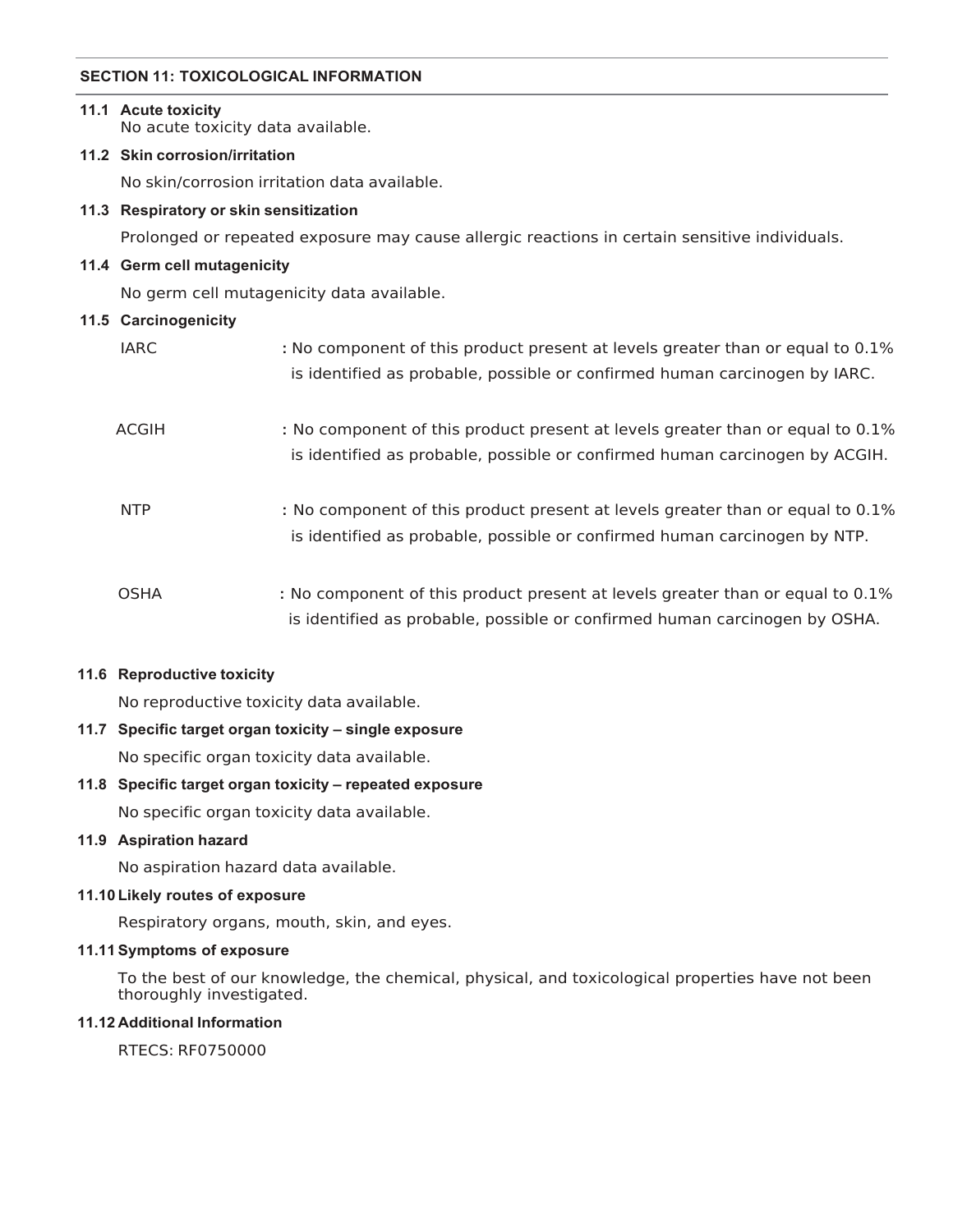## SECTION 11: TOXICOLOGICAL INFORMATION

**11.1 Acute toxicity**

No acute toxicity data available.

**11.2 Skin corrosion/irritation**

No skin/corrosion irritation data available.

**11.3 Respiratory or skin sensitization**

Prolonged or repeated exposure may cause allergic reactions in certain sensitive individuals.

**11.4 Germ cell mutagenicity**

No germ cell mutagenicity data available.

**11.5 Carcinogenicity**

IARC : No component of this product present at levels greater than or equal to 0.1% is identified as probable, possible or confirmed human carcinogen by IARC.

ACGIH : No component of this product present at levels greater than or equal to 0.1% is identified as probable, possible or confirmed human carcinogen by ACGIH.

NTP : No component of this product present at levels greater than or equal to 0.1% is identified as probable, possible or confirmed human carcinogen by NTP.

OSHA : No component of this product present at levels greater than or equal to 0.1% is identified as probable, possible or confirmed human carcinogen by OSHA.

**11.6 Reproductive toxicity**

No reproductive toxicity data available.

**11.7 Specific target organ toxicity – single exposure**

No specific organ toxicity data available.

**11.8 Specific target organ toxicity – repeated exposure**

No specific organ toxicity data available.

**11.9 Aspiration hazard**

No aspiration hazard data available.

**11.10 Likely routes of exposure**

Respiratory organs, mouth, skin, and eyes.

**11.11 Symptoms of exposure**

To the best of our knowledge, the chemical, physical, and toxicological properties have not been thoroughly investigated.

**11.12 Additional Information**

RTECS: RF0750000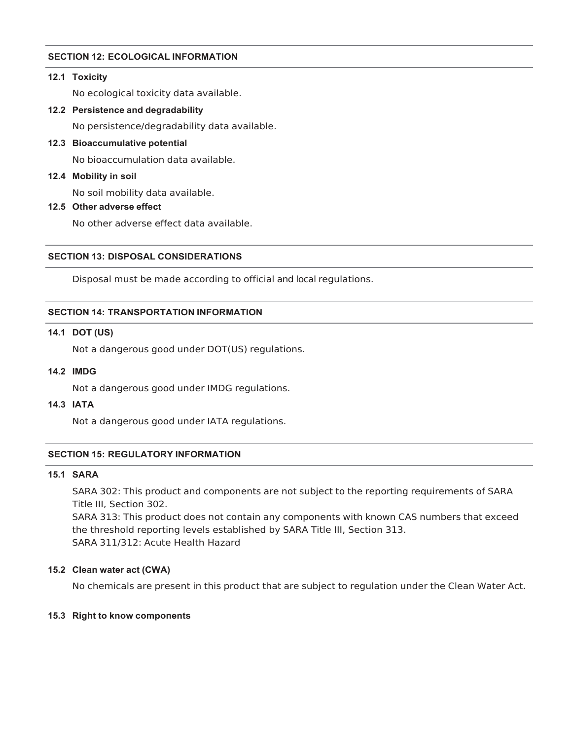## SECTION 12: ECOLOGICAL INFORMATION

### 12.1 Toxicity

No ecological toxicity data available.

### 12.2 Persistence and degradability

No persistence/degradability data available.

### 12.3 Bioaccumulative potential

No bioaccumulation data available.

### 12.4 Mobility in soil

No soil mobility data available.

### 12.5 Other adverse effect

No other adverse effect data available.

## SECTION 13: DISPOSAL CONSIDERATIONS

Disposal must be made according to official and local regulations.

## SECTION 14: TRANSPORTATION INFORMATION

### 14.1 DOT (US)

Not a dangerous good under DOT(US) regulations.

### 14.2 IMDG

Not a dangerous good under IMDG regulations.

### 14.3 IATA

Not a dangerous good under IATA regulations.

## SECTION 15: REGULATORY INFORMATION

### 15.1 SARA

SARA 302: This product and components are not subject to the reporting requirements of SARA Title III, Section 302.
SARA 313: This product does not contain any components with known CAS numbers that exceed the threshold reporting levels established by SARA Title III, Section 313.
SARA 311/312: Acute Health Hazard

### 15.2 Clean water act (CWA)

No chemicals are present in this product that are subject to regulation under the Clean Water Act.

### 15.3 Right to know components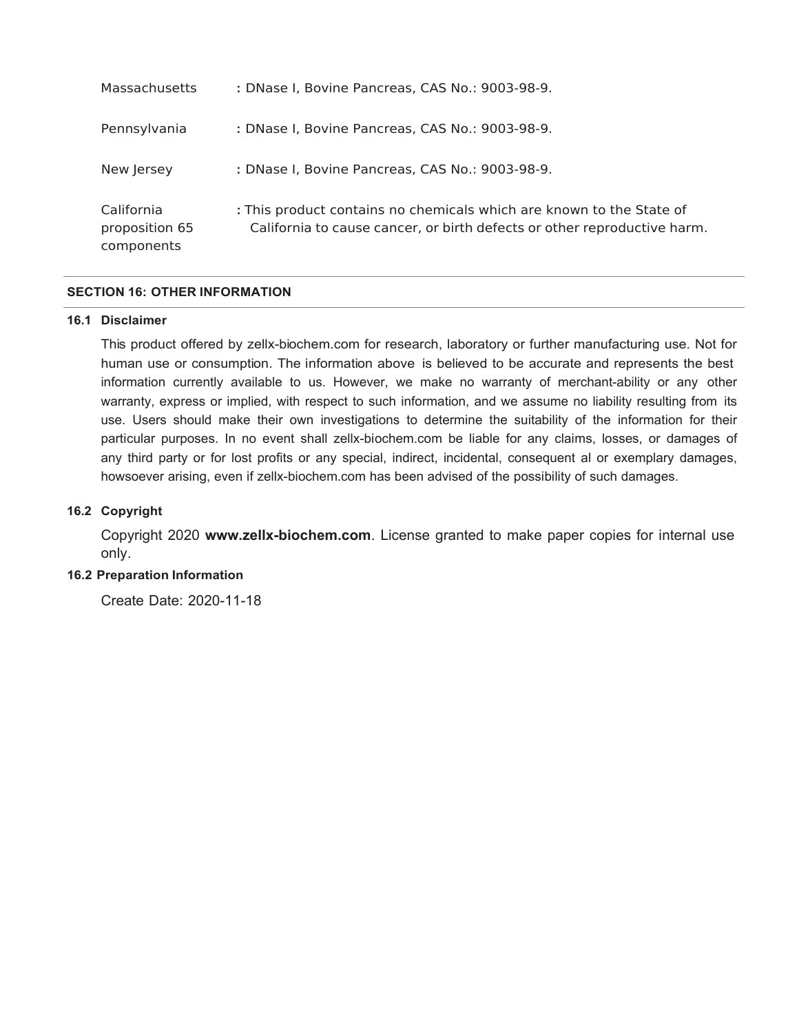| | |
|---|---|
| Massachusetts | : DNase I, Bovine Pancreas, CAS No.: 9003-98-9. |
| Pennsylvania | : DNase I, Bovine Pancreas, CAS No.: 9003-98-9. |
| New Jersey | : DNase I, Bovine Pancreas, CAS No.: 9003-98-9. |
| California proposition 65 components | : This product contains no chemicals which are known to the State of California to cause cancer, or birth defects or other reproductive harm. |

## SECTION 16: OTHER INFORMATION

### 16.1 Disclaimer

This product offered by zellx-biochem.com for research, laboratory or further manufacturing use. Not for human use or consumption. The information above is believed to be accurate and represents the best information currently available to us. However, we make no warranty of merchant-ability or any other warranty, express or implied, with respect to such information, and we assume no liability resulting from its use. Users should make their own investigations to determine the suitability of the information for their particular purposes. In no event shall zellx-biochem.com be liable for any claims, losses, or damages of any third party or for lost profits or any special, indirect, incidental, consequent al or exemplary damages, howsoever arising, even if zellx-biochem.com has been advised of the possibility of such damages.

### 16.2 Copyright

Copyright 2020 **www.zellx-biochem.com**. License granted to make paper copies for internal use only.

### 16.2 Preparation Information

Create Date: 2020-11-18